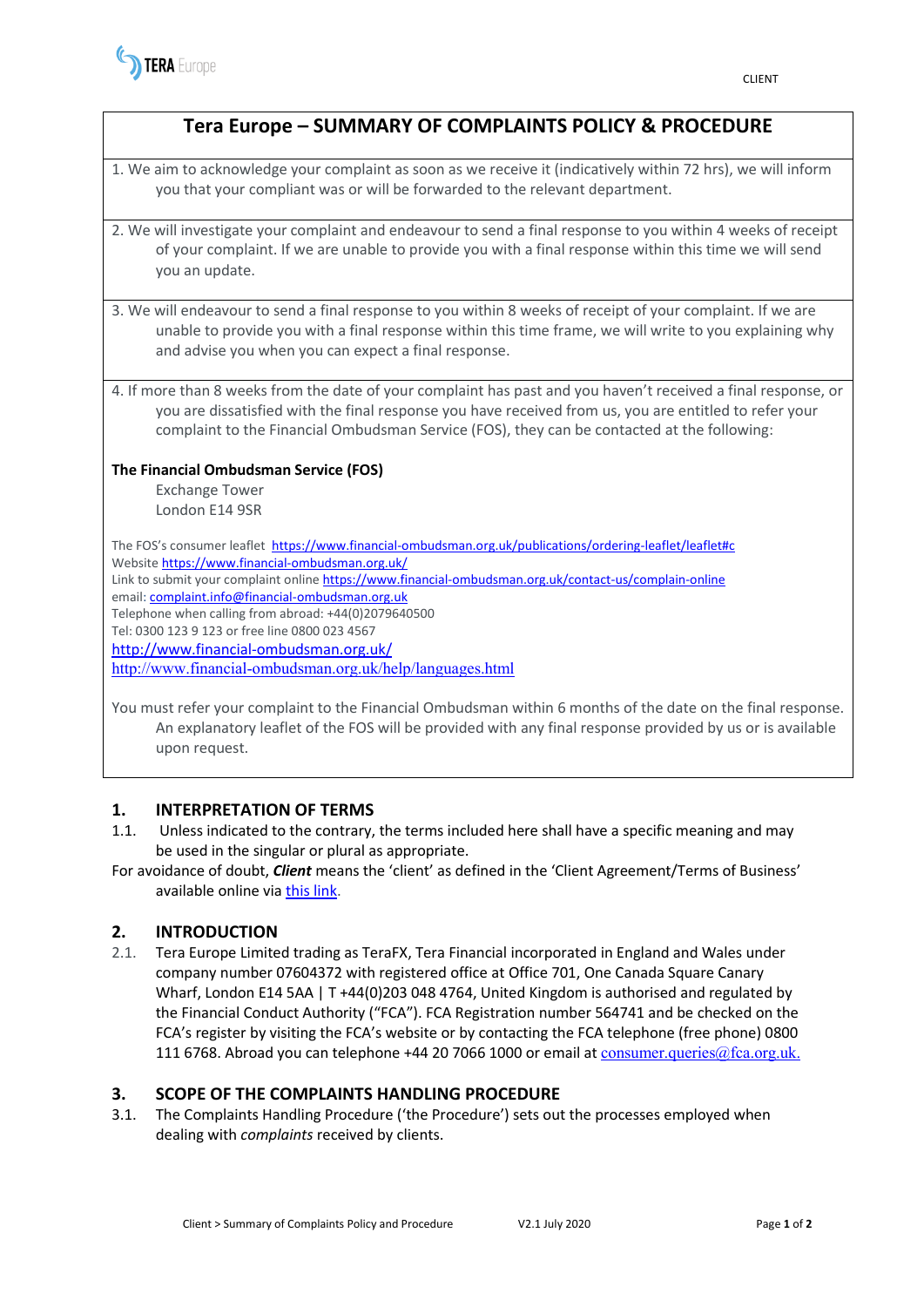# Tera Europe – SUMMARY OF COMPLAINTS POLICY & PROCEDURE

1. We aim to acknowledge your complaint as soon as we receive it (indicatively within 72 hrs), we will inform you that your compliant was or will be forwarded to the relevant department.

2. We will investigate your complaint and endeavour to send a final response to you within 4 weeks of receipt of your complaint. If we are unable to provide you with a final response within this time we will send you an update.

3. We will endeavour to send a final response to you within 8 weeks of receipt of your complaint. If we are unable to provide you with a final response within this time frame, we will write to you explaining why and advise you when you can expect a final response.

4. If more than 8 weeks from the date of your complaint has past and you haven't received a final response, or you are dissatisfied with the final response you have received from us, you are entitled to refer your complaint to the Financial Ombudsman Service (FOS), they can be contacted at the following:

**The Financial Ombudsman Service (FOS)**
Exchange Tower
London E14 9SR

The FOS's consumer leaflet https://www.financial-ombudsman.org.uk/publications/ordering-leaflet/leaflet#c
Website https://www.financial-ombudsman.org.uk/
Link to submit your complaint online https://www.financial-ombudsman.org.uk/contact-us/complain-online
email: complaint.info@financial-ombudsman.org.uk
Telephone when calling from abroad: +44(0)2079640500
Tel: 0300 123 9 123 or free line 0800 023 4567
http://www.financial-ombudsman.org.uk/
http://www.financial-ombudsman.org.uk/help/languages.html

You must refer your complaint to the Financial Ombudsman within 6 months of the date on the final response. An explanatory leaflet of the FOS will be provided with any final response provided by us or is available upon request.

## 1. INTERPRETATION OF TERMS

1.1. Unless indicated to the contrary, the terms included here shall have a specific meaning and may be used in the singular or plural as appropriate.

For avoidance of doubt, ***Client*** means the 'client' as defined in the 'Client Agreement/Terms of Business' available online via this link.

## 2. INTRODUCTION

2.1. Tera Europe Limited trading as TeraFX, Tera Financial incorporated in England and Wales under company number 07604372 with registered office at Office 701, One Canada Square Canary Wharf, London E14 5AA | T +44(0)203 048 4764, United Kingdom is authorised and regulated by the Financial Conduct Authority ("FCA"). FCA Registration number 564741 and be checked on the FCA's register by visiting the FCA's website or by contacting the FCA telephone (free phone) 0800 111 6768. Abroad you can telephone +44 20 7066 1000 or email at consumer.queries@fca.org.uk.

## 3. SCOPE OF THE COMPLAINTS HANDLING PROCEDURE

3.1. The Complaints Handling Procedure ('the Procedure') sets out the processes employed when dealing with *complaints* received by clients.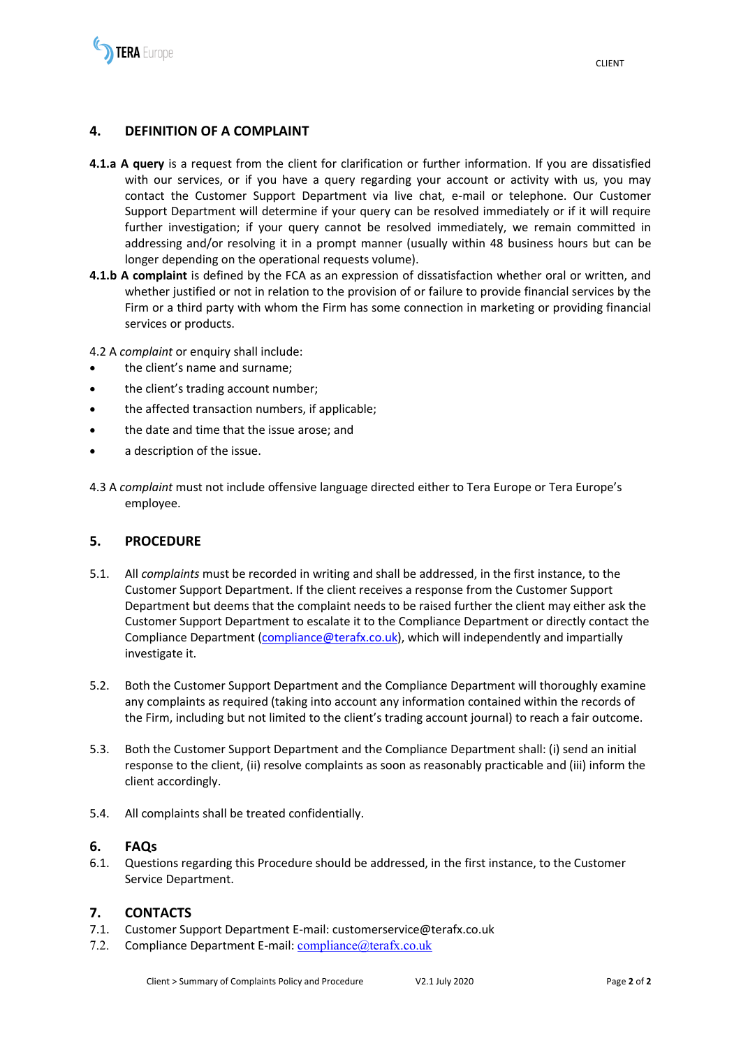## 4. DEFINITION OF A COMPLAINT

**4.1.a A query** is a request from the client for clarification or further information. If you are dissatisfied with our services, or if you have a query regarding your account or activity with us, you may contact the Customer Support Department via live chat, e-mail or telephone. Our Customer Support Department will determine if your query can be resolved immediately or if it will require further investigation; if your query cannot be resolved immediately, we remain committed in addressing and/or resolving it in a prompt manner (usually within 48 business hours but can be longer depending on the operational requests volume).

**4.1.b A complaint** is defined by the FCA as an expression of dissatisfaction whether oral or written, and whether justified or not in relation to the provision of or failure to provide financial services by the Firm or a third party with whom the Firm has some connection in marketing or providing financial services or products.

4.2 A *complaint* or enquiry shall include:

- the client's name and surname;
- the client's trading account number;
- the affected transaction numbers, if applicable;
- the date and time that the issue arose; and
- a description of the issue.

4.3 A *complaint* must not include offensive language directed either to Tera Europe or Tera Europe's employee.

## 5. PROCEDURE

5.1. All *complaints* must be recorded in writing and shall be addressed, in the first instance, to the Customer Support Department. If the client receives a response from the Customer Support Department but deems that the complaint needs to be raised further the client may either ask the Customer Support Department to escalate it to the Compliance Department or directly contact the Compliance Department (compliance@terafx.co.uk), which will independently and impartially investigate it.

5.2. Both the Customer Support Department and the Compliance Department will thoroughly examine any complaints as required (taking into account any information contained within the records of the Firm, including but not limited to the client's trading account journal) to reach a fair outcome.

5.3. Both the Customer Support Department and the Compliance Department shall: (i) send an initial response to the client, (ii) resolve complaints as soon as reasonably practicable and (iii) inform the client accordingly.

5.4. All complaints shall be treated confidentially.

## 6. FAQs

6.1. Questions regarding this Procedure should be addressed, in the first instance, to the Customer Service Department.

## 7. CONTACTS

7.1. Customer Support Department E-mail: customerservice@terafx.co.uk

7.2. Compliance Department E-mail: compliance@terafx.co.uk